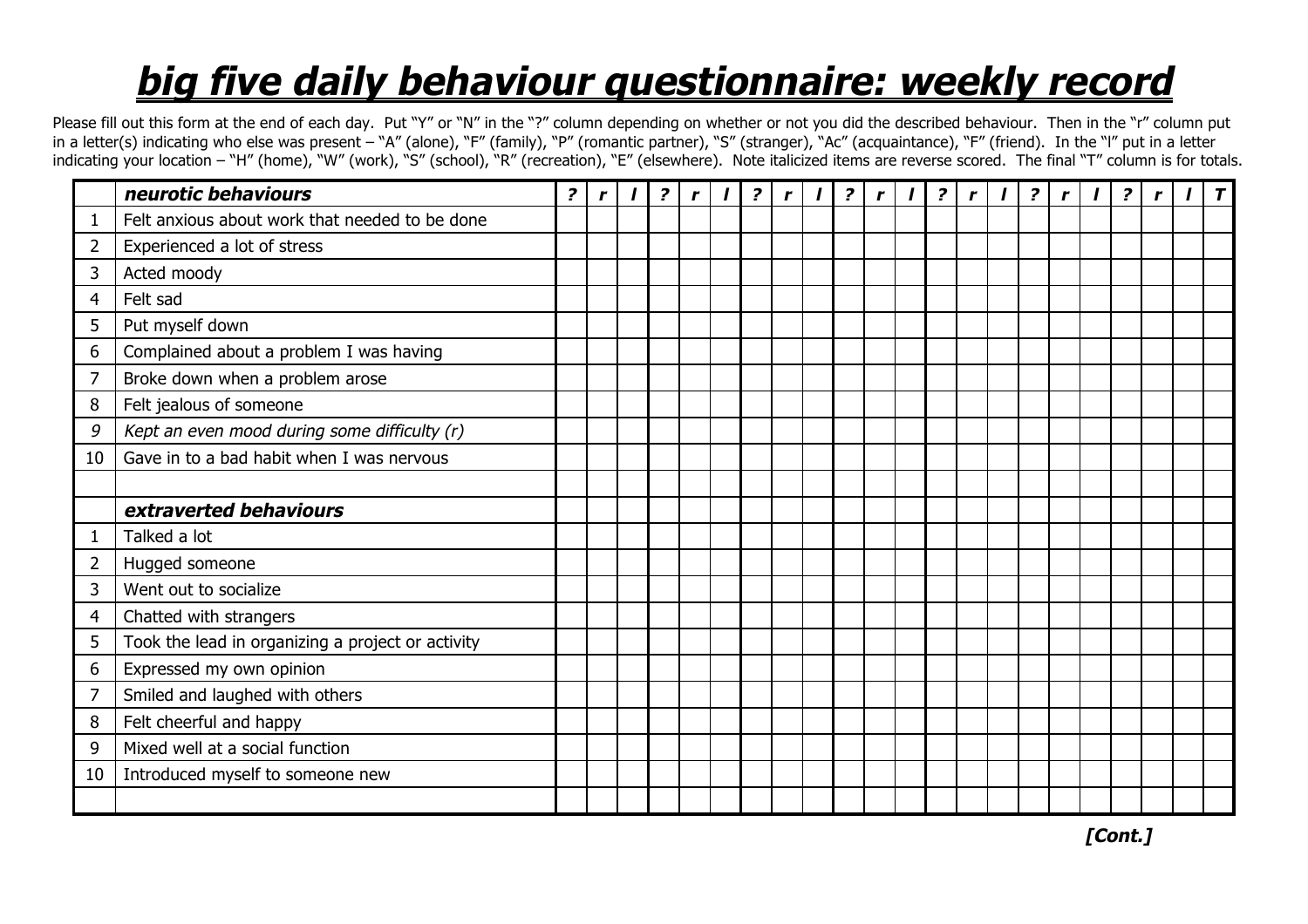# *big five daily behaviour questionnaire: weekly record*

Please fill out this form at the end of each day. Put "Y" or "N" in the "?" column depending on whether or not you did the described behaviour. Then in the "r" column put in a letter(s) indicating who else was present – "A" (alone), "F" (family), "P" (romantic partner), "S" (stranger), "Ac" (acquaintance), "F" (friend). In the "l" put in a letter indicating your location – "H" (home), "W" (work), "S" (school), "R" (recreation), "E" (elsewhere). Note italicized items are reverse scored. The final "T" column is for totals.

| | ***neurotic behaviours*** | ***?*** | ***r*** | ***l*** | ***?*** | ***r*** | ***l*** | ***?*** | ***r*** | ***l*** | ***?*** | ***r*** | ***l*** | ***?*** | ***r*** | ***l*** | ***?*** | ***r*** | ***l*** | ***?*** | ***r*** | ***l*** | ***T*** |
|---|---|---|---|---|---|---|---|---|---|---|---|---|---|---|---|---|---|---|---|---|---|---|---|
| 1 | Felt anxious about work that needed to be done | | | | | | | | | | | | | | | | | | | | | | |
| 2 | Experienced a lot of stress | | | | | | | | | | | | | | | | | | | | | | |
| 3 | Acted moody | | | | | | | | | | | | | | | | | | | | | | |
| 4 | Felt sad | | | | | | | | | | | | | | | | | | | | | | |
| 5 | Put myself down | | | | | | | | | | | | | | | | | | | | | | |
| 6 | Complained about a problem I was having | | | | | | | | | | | | | | | | | | | | | | |
| 7 | Broke down when a problem arose | | | | | | | | | | | | | | | | | | | | | | |
| 8 | Felt jealous of someone | | | | | | | | | | | | | | | | | | | | | | |
| *9* | *Kept an even mood during some difficulty (r)* | | | | | | | | | | | | | | | | | | | | | | |
| 10 | Gave in to a bad habit when I was nervous | | | | | | | | | | | | | | | | | | | | | | |
| | | | | | | | | | | | | | | | | | | | | | | | |
| | ***extraverted behaviours*** | | | | | | | | | | | | | | | | | | | | | | |
| 1 | Talked a lot | | | | | | | | | | | | | | | | | | | | | | |
| 2 | Hugged someone | | | | | | | | | | | | | | | | | | | | | | |
| 3 | Went out to socialize | | | | | | | | | | | | | | | | | | | | | | |
| 4 | Chatted with strangers | | | | | | | | | | | | | | | | | | | | | | |
| 5 | Took the lead in organizing a project or activity | | | | | | | | | | | | | | | | | | | | | | |
| 6 | Expressed my own opinion | | | | | | | | | | | | | | | | | | | | | | |
| 7 | Smiled and laughed with others | | | | | | | | | | | | | | | | | | | | | | |
| 8 | Felt cheerful and happy | | | | | | | | | | | | | | | | | | | | | | |
| 9 | Mixed well at a social function | | | | | | | | | | | | | | | | | | | | | | |
| 10 | Introduced myself to someone new | | | | | | | | | | | | | | | | | | | | | | |
| | | | | | | | | | | | | | | | | | | | | | | | |

***[Cont.]***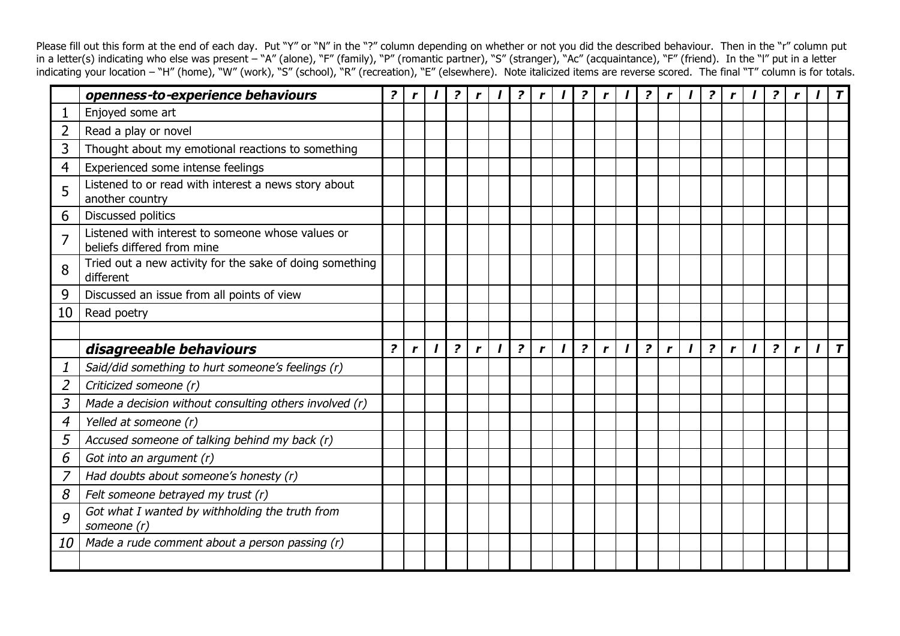Please fill out this form at the end of each day. Put "Y" or "N" in the "?" column depending on whether or not you did the described behaviour. Then in the "r" column put in a letter(s) indicating who else was present – "A" (alone), "F" (family), "P" (romantic partner), "S" (stranger), "Ac" (acquaintance), "F" (friend). In the "l" put in a letter indicating your location – "H" (home), "W" (work), "S" (school), "R" (recreation), "E" (elsewhere). Note italicized items are reverse scored. The final "T" column is for totals.

| | ***openness-to-experience behaviours*** | ***?*** | ***r*** | ***l*** | ***?*** | ***r*** | ***l*** | ***?*** | ***r*** | ***l*** | ***?*** | ***r*** | ***l*** | ***?*** | ***r*** | ***l*** | ***?*** | ***r*** | ***l*** | ***?*** | ***r*** | ***l*** | ***T*** |
|---|---|---|---|---|---|---|---|---|---|---|---|---|---|---|---|---|---|---|---|---|---|---|---|
| 1 | Enjoyed some art | | | | | | | | | | | | | | | | | | | | | | |
| 2 | Read a play or novel | | | | | | | | | | | | | | | | | | | | | | |
| 3 | Thought about my emotional reactions to something | | | | | | | | | | | | | | | | | | | | | | |
| 4 | Experienced some intense feelings | | | | | | | | | | | | | | | | | | | | | | |
| 5 | Listened to or read with interest a news story about another country | | | | | | | | | | | | | | | | | | | | | | |
| 6 | Discussed politics | | | | | | | | | | | | | | | | | | | | | | |
| 7 | Listened with interest to someone whose values or beliefs differed from mine | | | | | | | | | | | | | | | | | | | | | | |
| 8 | Tried out a new activity for the sake of doing something different | | | | | | | | | | | | | | | | | | | | | | |
| 9 | Discussed an issue from all points of view | | | | | | | | | | | | | | | | | | | | | | |
| 10 | Read poetry | | | | | | | | | | | | | | | | | | | | | | |
| | | | | | | | | | | | | | | | | | | | | | | | |
| | ***disagreeable behaviours*** | ***?*** | ***r*** | ***l*** | ***?*** | ***r*** | ***l*** | ***?*** | ***r*** | ***l*** | ***?*** | ***r*** | ***l*** | ***?*** | ***r*** | ***l*** | ***?*** | ***r*** | ***l*** | ***?*** | ***r*** | ***l*** | ***T*** |
| *1* | *Said/did something to hurt someone's feelings (r)* | | | | | | | | | | | | | | | | | | | | | | |
| *2* | *Criticized someone (r)* | | | | | | | | | | | | | | | | | | | | | | |
| *3* | *Made a decision without consulting others involved (r)* | | | | | | | | | | | | | | | | | | | | | | |
| *4* | *Yelled at someone (r)* | | | | | | | | | | | | | | | | | | | | | | |
| *5* | *Accused someone of talking behind my back (r)* | | | | | | | | | | | | | | | | | | | | | | |
| *6* | *Got into an argument (r)* | | | | | | | | | | | | | | | | | | | | | | |
| *7* | *Had doubts about someone's honesty (r)* | | | | | | | | | | | | | | | | | | | | | | |
| *8* | *Felt someone betrayed my trust (r)* | | | | | | | | | | | | | | | | | | | | | | |
| *9* | *Got what I wanted by withholding the truth from someone (r)* | | | | | | | | | | | | | | | | | | | | | | |
| *10* | *Made a rude comment about a person passing (r)* | | | | | | | | | | | | | | | | | | | | | | |
| | | | | | | | | | | | | | | | | | | | | | | | |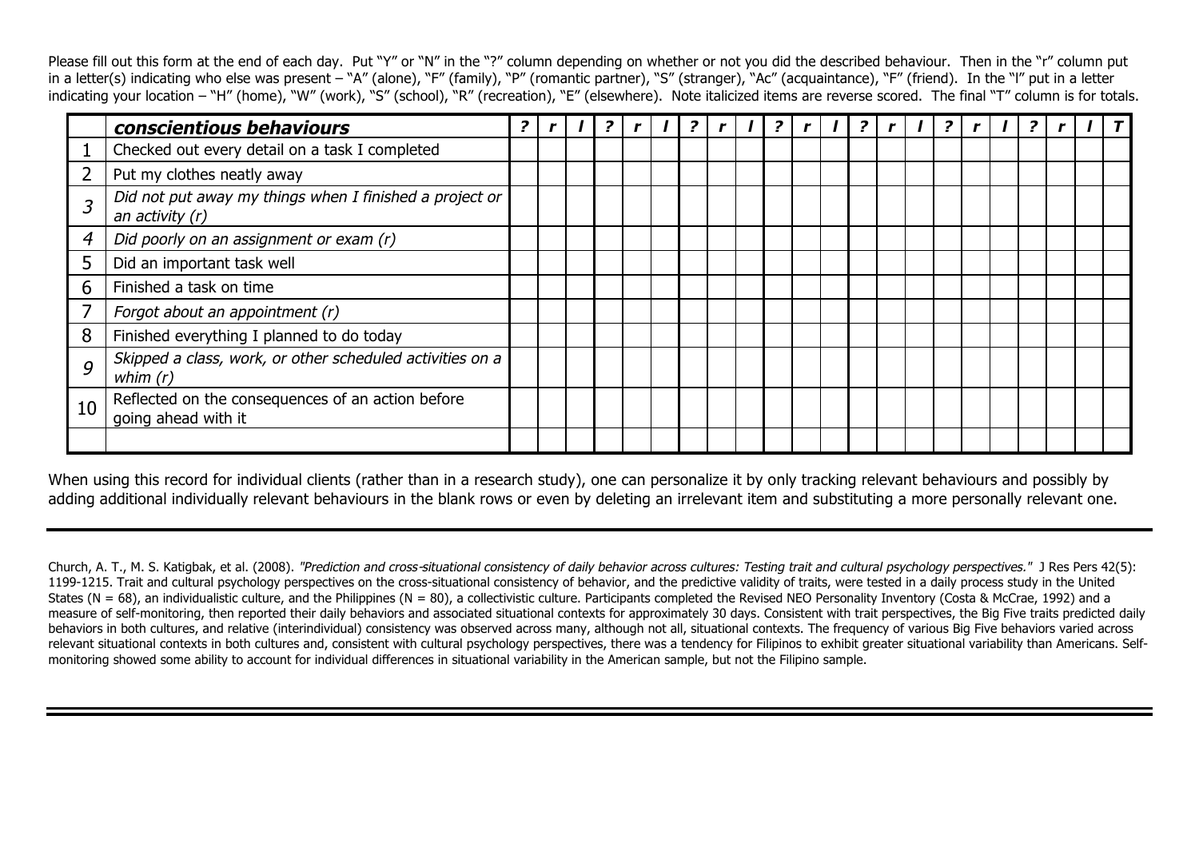Please fill out this form at the end of each day. Put "Y" or "N" in the "?" column depending on whether or not you did the described behaviour. Then in the "r" column put in a letter(s) indicating who else was present – "A" (alone), "F" (family), "P" (romantic partner), "S" (stranger), "Ac" (acquaintance), "F" (friend). In the "l" put in a letter indicating your location – "H" (home), "W" (work), "S" (school), "R" (recreation), "E" (elsewhere). Note italicized items are reverse scored. The final "T" column is for totals.

| | ***conscientious behaviours*** | ***?*** | ***r*** | ***l*** | ***?*** | ***r*** | ***l*** | ***?*** | ***r*** | ***l*** | ***?*** | ***r*** | ***l*** | ***?*** | ***r*** | ***l*** | ***?*** | ***r*** | ***l*** | ***?*** | ***r*** | ***l*** | ***T*** |
|---|---|---|---|---|---|---|---|---|---|---|---|---|---|---|---|---|---|---|---|---|---|---|---|
| 1 | Checked out every detail on a task I completed | | | | | | | | | | | | | | | | | | | | | | |
| 2 | Put my clothes neatly away | | | | | | | | | | | | | | | | | | | | | | |
| *3* | *Did not put away my things when I finished a project or an activity (r)* | | | | | | | | | | | | | | | | | | | | | | |
| *4* | *Did poorly on an assignment or exam (r)* | | | | | | | | | | | | | | | | | | | | | | |
| 5 | Did an important task well | | | | | | | | | | | | | | | | | | | | | | |
| 6 | Finished a task on time | | | | | | | | | | | | | | | | | | | | | | |
| *7* | *Forgot about an appointment (r)* | | | | | | | | | | | | | | | | | | | | | | |
| 8 | Finished everything I planned to do today | | | | | | | | | | | | | | | | | | | | | | |
| *9* | *Skipped a class, work, or other scheduled activities on a whim (r)* | | | | | | | | | | | | | | | | | | | | | | |
| 10 | Reflected on the consequences of an action before going ahead with it | | | | | | | | | | | | | | | | | | | | | | |
| | | | | | | | | | | | | | | | | | | | | | | | |

When using this record for individual clients (rather than in a research study), one can personalize it by only tracking relevant behaviours and possibly by adding additional individually relevant behaviours in the blank rows or even by deleting an irrelevant item and substituting a more personally relevant one.

---

Church, A. T., M. S. Katigbak, et al. (2008). *"Prediction and cross-situational consistency of daily behavior across cultures: Testing trait and cultural psychology perspectives."* J Res Pers 42(5): 1199-1215. Trait and cultural psychology perspectives on the cross-situational consistency of behavior, and the predictive validity of traits, were tested in a daily process study in the United States (N = 68), an individualistic culture, and the Philippines (N = 80), a collectivistic culture. Participants completed the Revised NEO Personality Inventory (Costa & McCrae, 1992) and a measure of self-monitoring, then reported their daily behaviors and associated situational contexts for approximately 30 days. Consistent with trait perspectives, the Big Five traits predicted daily behaviors in both cultures, and relative (interindividual) consistency was observed across many, although not all, situational contexts. The frequency of various Big Five behaviors varied across relevant situational contexts in both cultures and, consistent with cultural psychology perspectives, there was a tendency for Filipinos to exhibit greater situational variability than Americans. Self-monitoring showed some ability to account for individual differences in situational variability in the American sample, but not the Filipino sample.